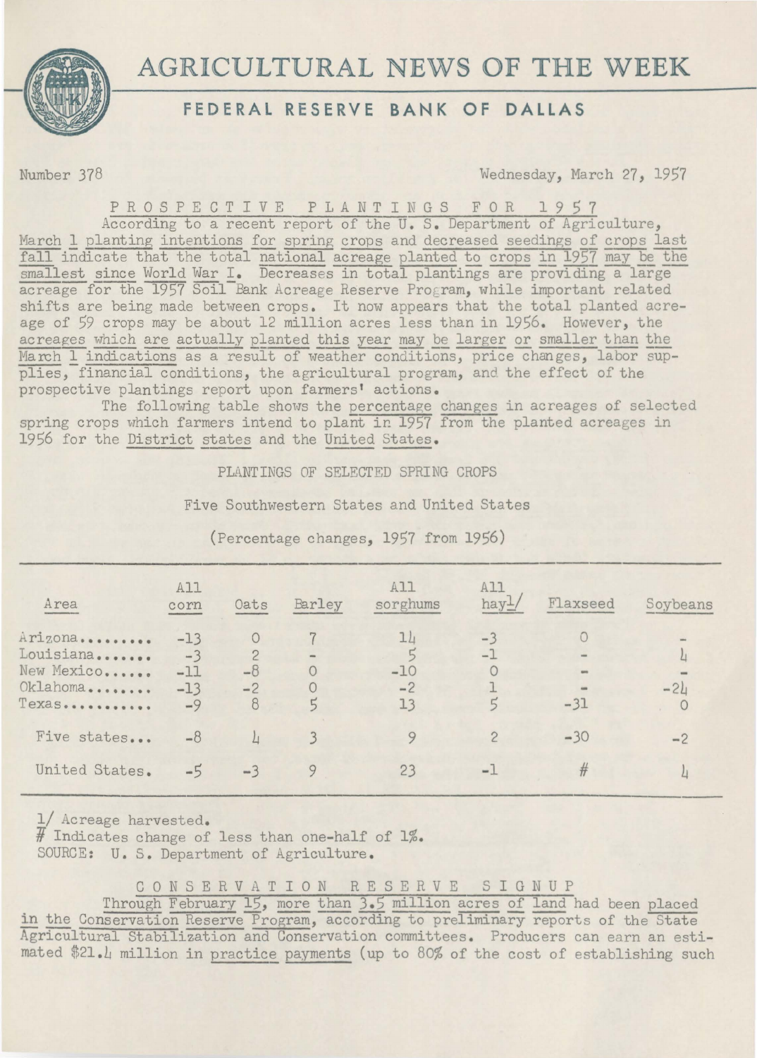# AGRICULTURAL NEWS OF THE WEEK

## FEDERAL RESERVE BANK OF DALLAS

Number 378 | Wednesday, March 27, 1957

### PROSPECTIVE PLANTINGS FOR 1957

According to a recent report of the U. S. Department of Agriculture, March 1 planting intentions for spring crops and decreased seedings of crops last fall indicate that the total national acreage planted to crops in 1957 may be the smallest since World War I. Decreases in total plantings are providing a large acreage for the 1957 Soil Bank Acreage Reserve Program, while important related shifts are being made between crops. It now appears that the total planted acreage of 59 crops may be about 12 million acres less than in 1956. However, the acreages which are actually planted this year may be larger or smaller than the March 1 indications as a result of weather conditions, price changes, labor supplies, financial conditions, the agricultural program, and the effect of the prospective plantings report upon farmers' actions.

The following table shows the percentage changes in acreages of selected spring crops which farmers intend to plant in 1957 from the planted acreages in 1956 for the District states and the United States.

PLANTINGS OF SELECTED SPRING CROPS

Five Southwestern States and United States

(Percentage changes, 1957 from 1956)

| Area | All corn | Oats | Barley | All sorghums | All hay[1/] | Flaxseed | Soybeans |
|---|---|---|---|---|---|---|---|
| Arizona......... | -13 | 0 | 7 | 14 | -3 | 0 | - |
| Louisiana....... | -3 | 2 | - | 5 | -1 | - | 4 |
| New Mexico...... | -11 | -8 | 0 | -10 | 0 | - | - |
| Oklahoma........ | -13 | -2 | 0 | -2 | 1 | - | -24 |
| Texas........... | -9 | 8 | 5 | 13 | 5 | -31 | 0 |
| Five states... | -8 | 4 | 3 | 9 | 2 | -30 | -2 |
| United States. | -5 | -3 | 9 | 23 | -1 | # | 4 |

1/ Acreage harvested.
# Indicates change of less than one-half of 1%.
SOURCE: U. S. Department of Agriculture.

### CONSERVATION RESERVE SIGNUP

Through February 15, more than 3.5 million acres of land had been placed in the Conservation Reserve Program, according to preliminary reports of the State Agricultural Stabilization and Conservation committees. Producers can earn an estimated $21.4 million in practice payments (up to 80% of the cost of establishing such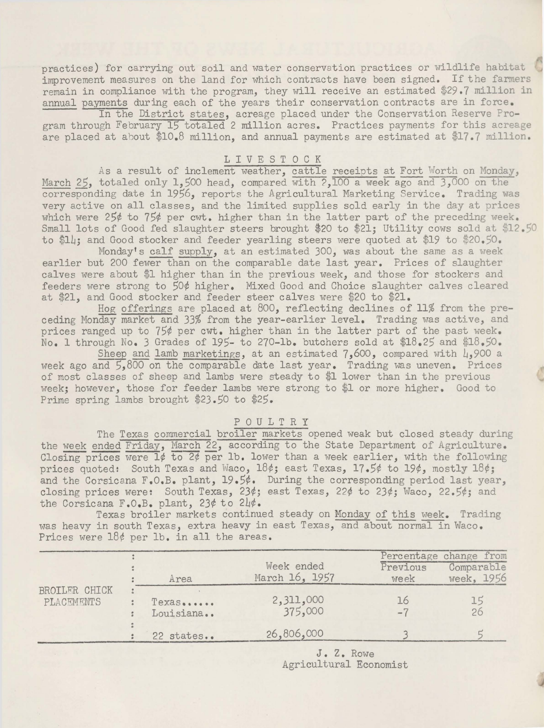practices) for carrying out soil and water conservation practices or wildlife habitat improvement measures on the land for which contracts have been signed. If the farmers remain in compliance with the program, they will receive an estimated $29.7 million in annual payments during each of the years their conservation contracts are in force.

In the District states, acreage placed under the Conservation Reserve Program through February 15 totaled 2 million acres. Practices payments for this acreage are placed at about $10.8 million, and annual payments are estimated at $17.7 million.

## LIVESTOCK

As a result of inclement weather, cattle receipts at Fort Worth on Monday, March 25, totaled only 1,500 head, compared with 2,100 a week ago and 3,000 on the corresponding date in 1956, reports the Agricultural Marketing Service. Trading was very active on all classes, and the limited supplies sold early in the day at prices which were 25¢ to 75¢ per cwt. higher than in the latter part of the preceding week. Small lots of Good fed slaughter steers brought $20 to $21; Utility cows sold at $12.50 to $14; and Good stocker and feeder yearling steers were quoted at $19 to $20.50.

Monday's calf supply, at an estimated 300, was about the same as a week earlier but 200 fewer than on the comparable date last year. Prices of slaughter calves were about $1 higher than in the previous week, and those for stockers and feeders were strong to 50¢ higher. Mixed Good and Choice slaughter calves cleared at $21, and Good stocker and feeder steer calves were $20 to $21.

Hog offerings are placed at 800, reflecting declines of 11% from the preceding Monday market and 33% from the year-earlier level. Trading was active, and prices ranged up to 75¢ per cwt. higher than in the latter part of the past week. No. 1 through No. 3 Grades of 195- to 270-lb. butchers sold at $18.25 and $18.50.

Sheep and lamb marketings, at an estimated 7,600, compared with 4,900 a week ago and 5,800 on the comparable date last year. Trading was uneven. Prices of most classes of sheep and lambs were steady to $1 lower than in the previous week; however, those for feeder lambs were strong to $1 or more higher. Good to Prime spring lambs brought $23.50 to $25.

## POULTRY

The Texas commercial broiler markets opened weak but closed steady during the week ended Friday, March 22, according to the State Department of Agriculture. Closing prices were 1¢ to 2¢ per lb. lower than a week earlier, with the following prices quoted: South Texas and Waco, 18¢; east Texas, 17.5¢ to 19¢, mostly 18¢; and the Corsicana F.O.B. plant, 19.5¢. During the corresponding period last year, closing prices were: South Texas, 23¢; east Texas, 22¢ to 23¢; Waco, 22.5¢; and the Corsicana F.O.B. plant, 23¢ to 24¢.

Texas broiler markets continued steady on Monday of this week. Trading was heavy in south Texas, extra heavy in east Texas, and about normal in Waco. Prices were 18¢ per lb. in all the areas.

| | | | Percentage change from | |
|---|---|---|---|---|
| | Area | Week ended March 16, 1957 | Previous week | Comparable week, 1956 |
| BROILER CHICK PLACEMENTS | Texas...... | 2,311,000 | 16 | 15 |
| | Louisiana.. | 375,000 | -7 | 26 |
| | 22 states.. | 26,806,000 | 3 | 5 |

J. Z. Rowe
Agricultural Economist